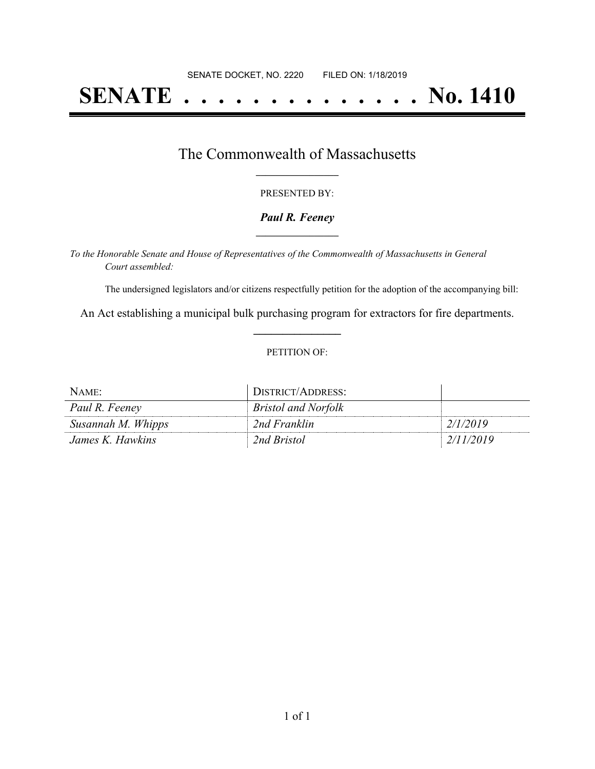SENATE DOCKET, NO. 2220        FILED ON: 1/18/2019

# SENATE . . . . . . . . . . . . . . No. 1410

## The Commonwealth of Massachusetts

PRESENTED BY:

***Paul R. Feeney***

*To the Honorable Senate and House of Representatives of the Commonwealth of Massachusetts in General Court assembled:*

The undersigned legislators and/or citizens respectfully petition for the adoption of the accompanying bill:

An Act establishing a municipal bulk purchasing program for extractors for fire departments.

PETITION OF:

| NAME: | DISTRICT/ADDRESS: | |
| --- | --- | --- |
| *Paul R. Feeney* | *Bristol and Norfolk* | |
| *Susannah M. Whipps* | *2nd Franklin* | *2/1/2019* |
| *James K. Hawkins* | *2nd Bristol* | *2/11/2019* |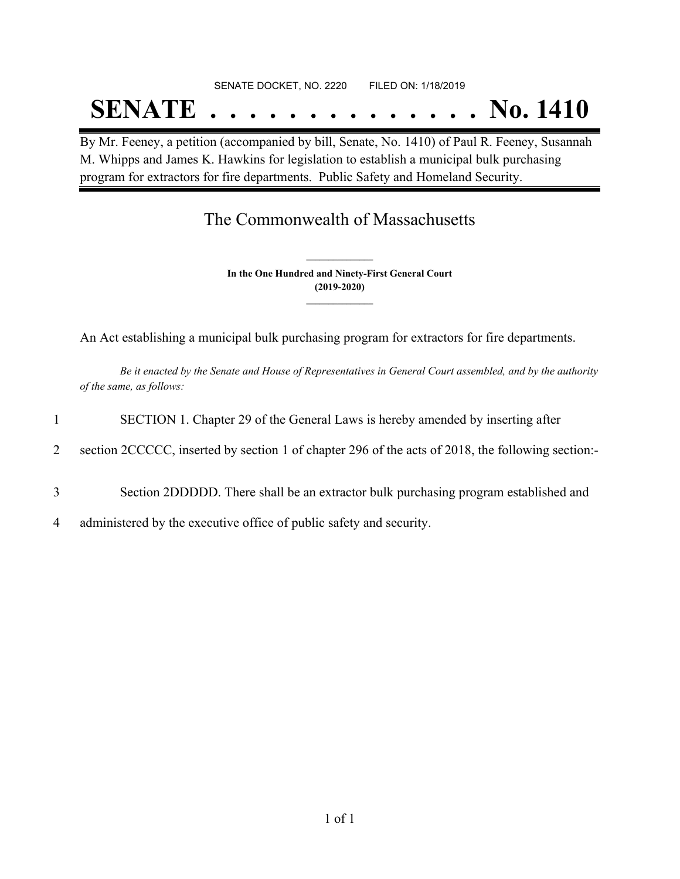SENATE DOCKET, NO. 2220 FILED ON: 1/18/2019

# SENATE . . . . . . . . . . . . . . No. 1410

By Mr. Feeney, a petition (accompanied by bill, Senate, No. 1410) of Paul R. Feeney, Susannah M. Whipps and James K. Hawkins for legislation to establish a municipal bulk purchasing program for extractors for fire departments. Public Safety and Homeland Security.

## The Commonwealth of Massachusetts

**In the One Hundred and Ninety-First General Court**
**(2019-2020)**

An Act establishing a municipal bulk purchasing program for extractors for fire departments.

*Be it enacted by the Senate and House of Representatives in General Court assembled, and by the authority of the same, as follows:*

1 SECTION 1. Chapter 29 of the General Laws is hereby amended by inserting after
2 section 2CCCCC, inserted by section 1 of chapter 296 of the acts of 2018, the following section:-

3 Section 2DDDDD. There shall be an extractor bulk purchasing program established and
4 administered by the executive office of public safety and security.